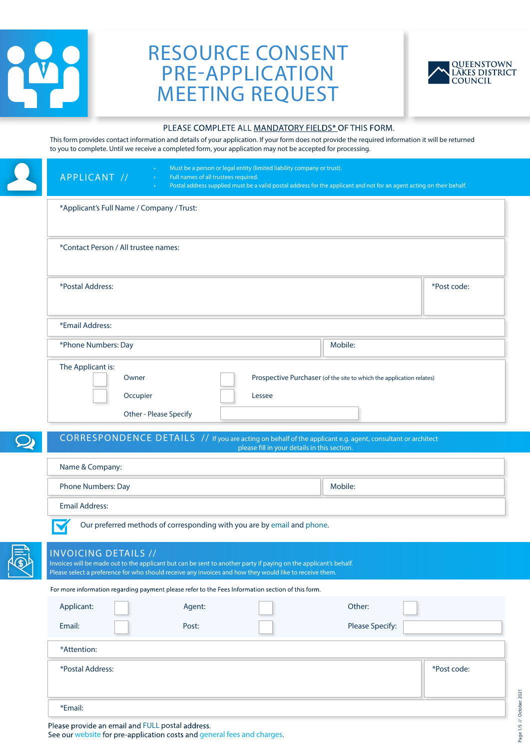# RESOURCE CONSENT PRE-APPLICATION MEETING REQUEST

QUEENSTOWN LAKES DISTRICT COUNCIL

PLEASE COMPLETE ALL MANDATORY FIELDS* OF THIS FORM.

This form provides contact information and details of your application. If your form does not provide the required information it will be returned to you to complete. Until we receive a completed form, your application may not be accepted for processing.

## APPLICANT //

- Must be a person or legal entity (limited liability company or trust).
- Full names of all trustees required.
- Postal address supplied must be a valid postal address for the applicant and not for an agent acting on their behalf.

*Applicant's Full Name / Company / Trust:

*Contact Person / All trustee names:

*Postal Address:

*Post code:

*Email Address:

*Phone Numbers: Day

Mobile:

The Applicant is:

- ☐ Owner
- ☐ Prospective Purchaser (of the site to which the application relates)
- ☐ Occupier
- ☐ Lessee
- Other - Please Specify

## CORRESPONDENCE DETAILS // If you are acting on behalf of the applicant e.g. agent, consultant or architect please fill in your details in this section.

Name & Company:

Phone Numbers: Day

Mobile:

Email Address:

☑ Our preferred methods of corresponding with you are by email and phone.

## INVOICING DETAILS //

Invoices will be made out to the applicant but can be sent to another party if paying on the applicant's behalf.
Please select a preference for who should receive any invoices and how they would like to receive them.

For more information regarding payment please refer to the Fees Information section of this form.

Applicant: ☐ Agent: ☐ Other: ☐

Email: ☐ Post: ☐ Please Specify:

*Attention:

*Postal Address:

*Post code:

*Email:

Please provide an email and FULL postal address.
See our website for pre-application costs and general fees and charges.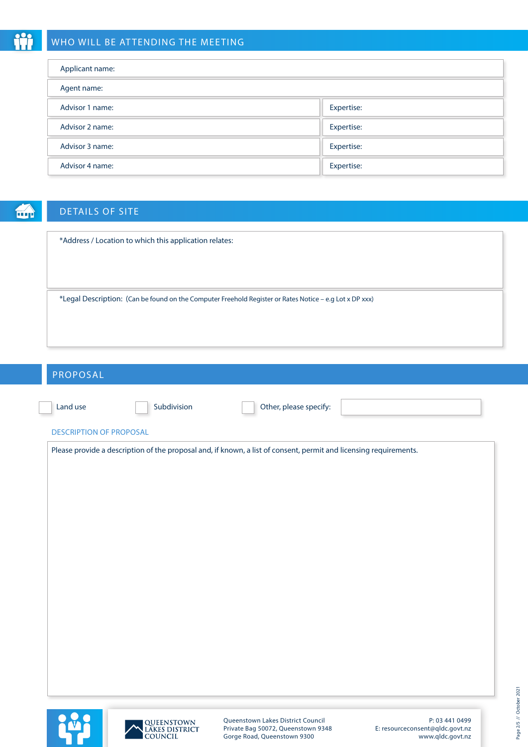## WHO WILL BE ATTENDING THE MEETING

| | |
|---|---|
| Applicant name: | |
| Agent name: | |
| Advisor 1 name: | Expertise: |
| Advisor 2 name: | Expertise: |
| Advisor 3 name: | Expertise: |
| Advisor 4 name: | Expertise: |

## DETAILS OF SITE

*Address / Location to which this application relates:

*Legal Description: (Can be found on the Computer Freehold Register or Rates Notice – e.g Lot x DP xxx)

## PROPOSAL

☐ Land use ☐ Subdivision ☐ Other, please specify:

### DESCRIPTION OF PROPOSAL

Please provide a description of the proposal and, if known, a list of consent, permit and licensing requirements.

QUEENSTOWN LAKES DISTRICT COUNCIL

Queenstown Lakes District Council
Private Bag 50072, Queenstown 9348
Gorge Road, Queenstown 9300

P: 03 441 0499
E: resourceconsent@qldc.govt.nz
www.qldc.govt.nz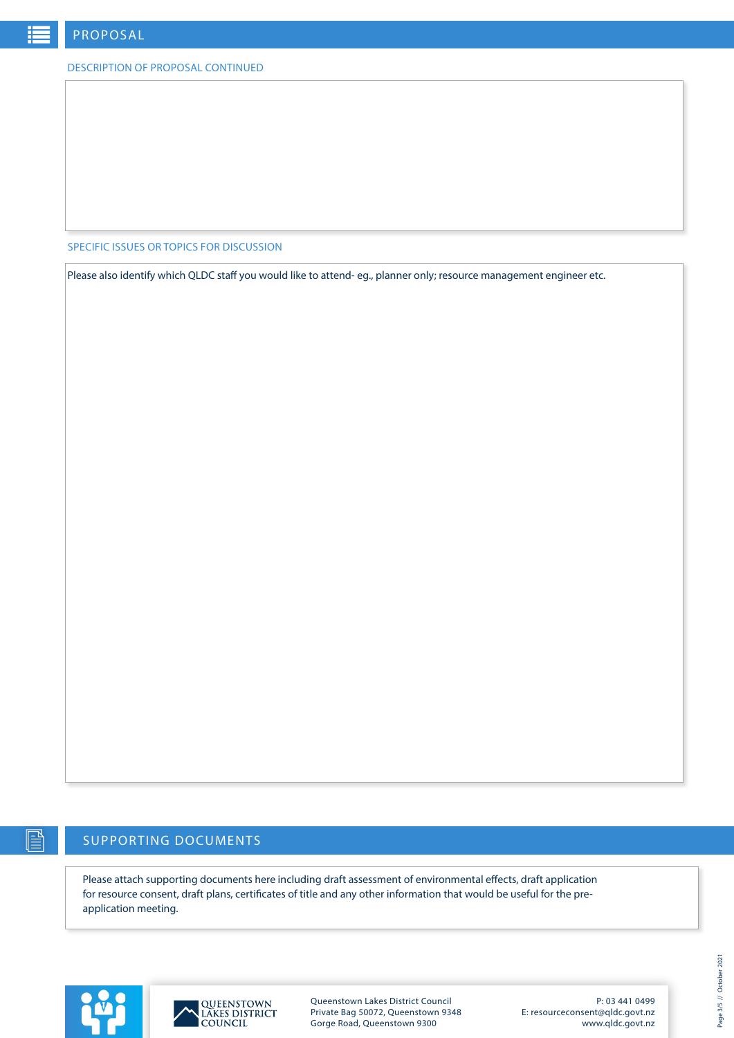## PROPOSAL

DESCRIPTION OF PROPOSAL CONTINUED

SPECIFIC ISSUES OR TOPICS FOR DISCUSSION

Please also identify which QLDC staff you would like to attend- eg., planner only; resource management engineer etc.

## SUPPORTING DOCUMENTS

Please attach supporting documents here including draft assessment of environmental effects, draft application for resource consent, draft plans, certificates of title and any other information that would be useful for the pre-application meeting.

QUEENSTOWN LAKES DISTRICT COUNCIL

Queenstown Lakes District Council
Private Bag 50072, Queenstown 9348
Gorge Road, Queenstown 9300

P: 03 441 0499
E: resourceconsent@qldc.govt.nz
www.qldc.govt.nz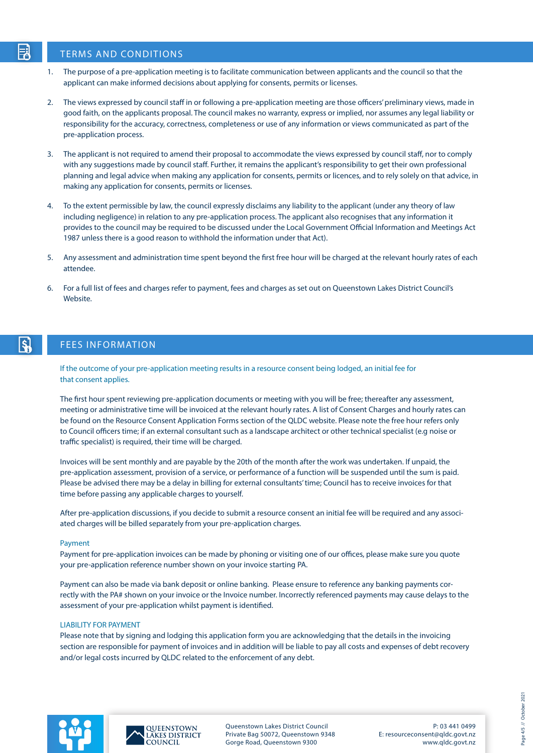## TERMS AND CONDITIONS

1. The purpose of a pre-application meeting is to facilitate communication between applicants and the council so that the applicant can make informed decisions about applying for consents, permits or licenses.

2. The views expressed by council staff in or following a pre-application meeting are those officers' preliminary views, made in good faith, on the applicants proposal. The council makes no warranty, express or implied, nor assumes any legal liability or responsibility for the accuracy, correctness, completeness or use of any information or views communicated as part of the pre-application process.

3. The applicant is not required to amend their proposal to accommodate the views expressed by council staff, nor to comply with any suggestions made by council staff. Further, it remains the applicant's responsibility to get their own professional planning and legal advice when making any application for consents, permits or licences, and to rely solely on that advice, in making any application for consents, permits or licenses.

4. To the extent permissible by law, the council expressly disclaims any liability to the applicant (under any theory of law including negligence) in relation to any pre-application process. The applicant also recognises that any information it provides to the council may be required to be discussed under the Local Government Official Information and Meetings Act 1987 unless there is a good reason to withhold the information under that Act).

5. Any assessment and administration time spent beyond the first free hour will be charged at the relevant hourly rates of each attendee.

6. For a full list of fees and charges refer to payment, fees and charges as set out on Queenstown Lakes District Council's Website.

## FEES INFORMATION

If the outcome of your pre-application meeting results in a resource consent being lodged, an initial fee for that consent applies.

The first hour spent reviewing pre-application documents or meeting with you will be free; thereafter any assessment, meeting or administrative time will be invoiced at the relevant hourly rates. A list of Consent Charges and hourly rates can be found on the Resource Consent Application Forms section of the QLDC website. Please note the free hour refers only to Council officers time; if an external consultant such as a landscape architect or other technical specialist (e.g noise or traffic specialist) is required, their time will be charged.

Invoices will be sent monthly and are payable by the 20th of the month after the work was undertaken. If unpaid, the pre-application assessment, provision of a service, or performance of a function will be suspended until the sum is paid. Please be advised there may be a delay in billing for external consultants' time; Council has to receive invoices for that time before passing any applicable charges to yourself.

After pre-application discussions, if you decide to submit a resource consent an initial fee will be required and any associated charges will be billed separately from your pre-application charges.

### Payment

Payment for pre-application invoices can be made by phoning or visiting one of our offices, please make sure you quote your pre-application reference number shown on your invoice starting PA.

Payment can also be made via bank deposit or online banking. Please ensure to reference any banking payments correctly with the PA# shown on your invoice or the Invoice number. Incorrectly referenced payments may cause delays to the assessment of your pre-application whilst payment is identified.

### LIABILITY FOR PAYMENT

Please note that by signing and lodging this application form you are acknowledging that the details in the invoicing section are responsible for payment of invoices and in addition will be liable to pay all costs and expenses of debt recovery and/or legal costs incurred by QLDC related to the enforcement of any debt.

Queenstown Lakes District Council
Private Bag 50072, Queenstown 9348
Gorge Road, Queenstown 9300

P: 03 441 0499
E: resourceconsent@qldc.govt.nz
www.qldc.govt.nz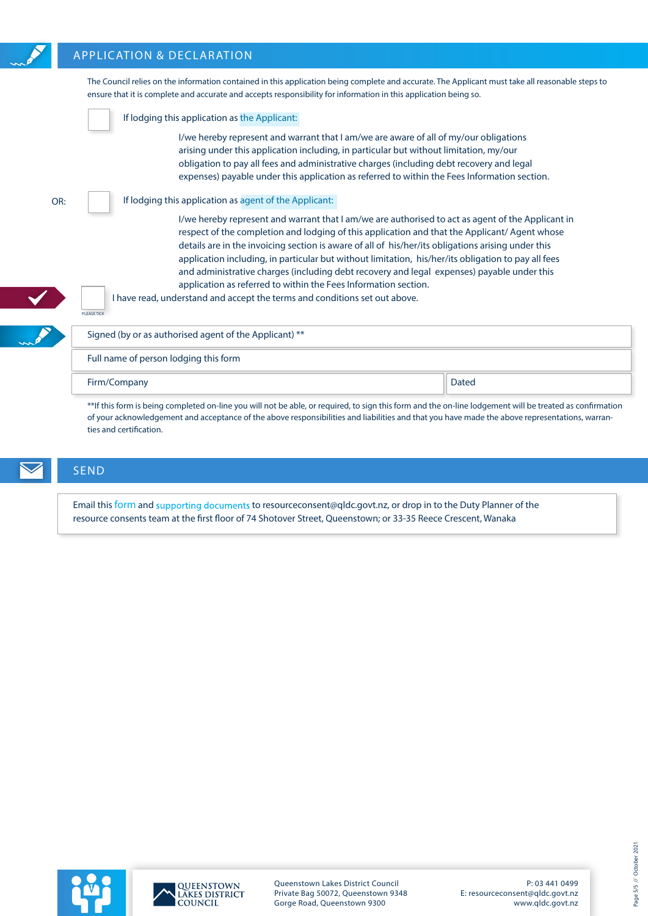## APPLICATION & DECLARATION

The Council relies on the information contained in this application being complete and accurate. The Applicant must take all reasonable steps to ensure that it is complete and accurate and accepts responsibility for information in this application being so.

☐ If lodging this application as the Applicant:

I/we hereby represent and warrant that I am/we are aware of all of my/our obligations arising under this application including, in particular but without limitation, my/our obligation to pay all fees and administrative charges (including debt recovery and legal expenses) payable under this application as referred to within the Fees Information section.

OR: ☐ If lodging this application as agent of the Applicant:

I/we hereby represent and warrant that I am/we are authorised to act as agent of the Applicant in respect of the completion and lodging of this application and that the Applicant/ Agent whose details are in the invoicing section is aware of all of his/her/its obligations arising under this application including, in particular but without limitation, his/her/its obligation to pay all fees and administrative charges (including debt recovery and legal expenses) payable under this application as referred to within the Fees Information section.

☐ I have read, understand and accept the terms and conditions set out above.

PLEASE TICK

| | |
|---|---|
| Signed (by or as authorised agent of the Applicant) ** | |
| Full name of person lodging this form | |
| Firm/Company | Dated |

**If this form is being completed on-line you will not be able, or required, to sign this form and the on-line lodgement will be treated as confirmation of your acknowledgement and acceptance of the above responsibilities and liabilities and that you have made the above representations, warranties and certification.

## SEND

Email this form and supporting documents to resourceconsent@qldc.govt.nz, or drop in to the Duty Planner of the resource consents team at the first floor of 74 Shotover Street, Queenstown; or 33-35 Reece Crescent, Wanaka

QUEENSTOWN LAKES DISTRICT COUNCIL

Queenstown Lakes District Council
Private Bag 50072, Queenstown 9348
Gorge Road, Queenstown 9300

P: 03 441 0499
E: resourceconsent@qldc.govt.nz
www.qldc.govt.nz

October 2021